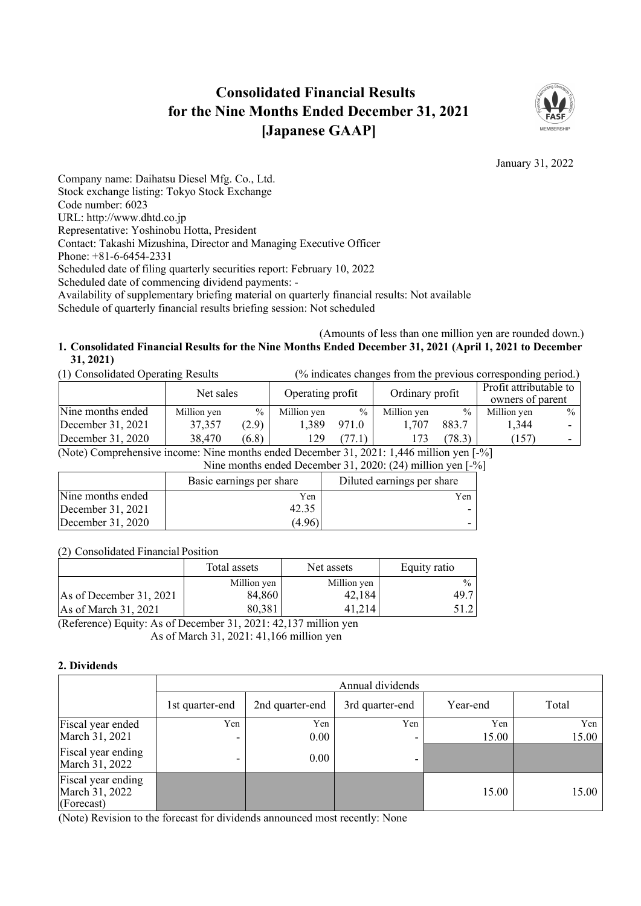# Consolidated Financial Results for the Nine Months Ended December 31, 2021 [Japanese GAAP]

January 31, 2022

Company name: Daihatsu Diesel Mfg. Co., Ltd.
Stock exchange listing: Tokyo Stock Exchange
Code number: 6023
URL: http://www.dhtd.co.jp
Representative: Yoshinobu Hotta, President
Contact: Takashi Mizushina, Director and Managing Executive Officer
Phone: +81-6-6454-2331
Scheduled date of filing quarterly securities report: February 10, 2022
Scheduled date of commencing dividend payments: -
Availability of supplementary briefing material on quarterly financial results: Not available
Schedule of quarterly financial results briefing session: Not scheduled

(Amounts of less than one million yen are rounded down.)

## 1. Consolidated Financial Results for the Nine Months Ended December 31, 2021 (April 1, 2021 to December 31, 2021)

(1) Consolidated Operating Results (% indicates changes from the previous corresponding period.)

| | Net sales | | Operating profit | | Ordinary profit | | Profit attributable to owners of parent | |
|---|---|---|---|---|---|---|---|---|
| Nine months ended | Million yen | % | Million yen | % | Million yen | % | Million yen | % |
| December 31, 2021 | 37,357 | (2.9) | 1,389 | 971.0 | 1,707 | 883.7 | 1,344 | - |
| December 31, 2020 | 38,470 | (6.8) | 129 | (77.1) | 173 | (78.3) | (157) | - |

(Note) Comprehensive income: Nine months ended December 31, 2021: 1,446 million yen [-%]
Nine months ended December 31, 2020: (24) million yen [-%]

| | Basic earnings per share | Diluted earnings per share |
|---|---|---|
| Nine months ended | Yen | Yen |
| December 31, 2021 | 42.35 | - |
| December 31, 2020 | (4.96) | - |

(2) Consolidated Financial Position

| | Total assets | Net assets | Equity ratio |
|---|---|---|---|
| | Million yen | Million yen | % |
| As of December 31, 2021 | 84,860 | 42,184 | 49.7 |
| As of March 31, 2021 | 80,381 | 41,214 | 51.2 |

(Reference) Equity: As of December 31, 2021: 42,137 million yen
As of March 31, 2021: 41,166 million yen

## 2. Dividends

| | Annual dividends | | | | |
|---|---|---|---|---|---|
| | 1st quarter-end | 2nd quarter-end | 3rd quarter-end | Year-end | Total |
| | Yen | Yen | Yen | Yen | Yen |
| Fiscal year ended March 31, 2021 | - | 0.00 | - | 15.00 | 15.00 |
| Fiscal year ending March 31, 2022 | - | 0.00 | - | | |
| Fiscal year ending March 31, 2022 (Forecast) | | | | 15.00 | 15.00 |

(Note) Revision to the forecast for dividends announced most recently: None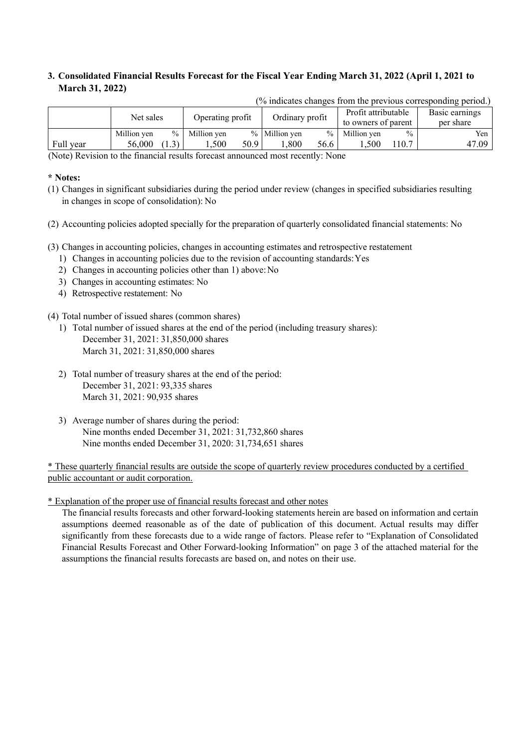### 3. Consolidated Financial Results Forecast for the Fiscal Year Ending March 31, 2022 (April 1, 2021 to March 31, 2022)

(% indicates changes from the previous corresponding period.)

| | Net sales | | Operating profit | | Ordinary profit | | Profit attributable to owners of parent | | Basic earnings per share |
|---|---|---|---|---|---|---|---|---|---|
| | Million yen | % | Million yen | % | Million yen | % | Million yen | % | Yen |
| Full year | 56,000 | (1.3) | 1,500 | 50.9 | 1,800 | 56.6 | 1,500 | 110.7 | 47.09 |

(Note) Revision to the financial results forecast announced most recently: None

**\* Notes:**

(1) Changes in significant subsidiaries during the period under review (changes in specified subsidiaries resulting in changes in scope of consolidation): No

(2) Accounting policies adopted specially for the preparation of quarterly consolidated financial statements: No

(3) Changes in accounting policies, changes in accounting estimates and retrospective restatement
  1) Changes in accounting policies due to the revision of accounting standards: Yes
  2) Changes in accounting policies other than 1) above: No
  3) Changes in accounting estimates: No
  4) Retrospective restatement: No

(4) Total number of issued shares (common shares)
  1) Total number of issued shares at the end of the period (including treasury shares):
    December 31, 2021: 31,850,000 shares
    March 31, 2021: 31,850,000 shares

  2) Total number of treasury shares at the end of the period:
    December 31, 2021: 93,335 shares
    March 31, 2021: 90,935 shares

  3) Average number of shares during the period:
    Nine months ended December 31, 2021: 31,732,860 shares
    Nine months ended December 31, 2020: 31,734,651 shares

\* These quarterly financial results are outside the scope of quarterly review procedures conducted by a certified public accountant or audit corporation.

\* Explanation of the proper use of financial results forecast and other notes

The financial results forecasts and other forward-looking statements herein are based on information and certain assumptions deemed reasonable as of the date of publication of this document. Actual results may differ significantly from these forecasts due to a wide range of factors. Please refer to "Explanation of Consolidated Financial Results Forecast and Other Forward-looking Information" on page 3 of the attached material for the assumptions the financial results forecasts are based on, and notes on their use.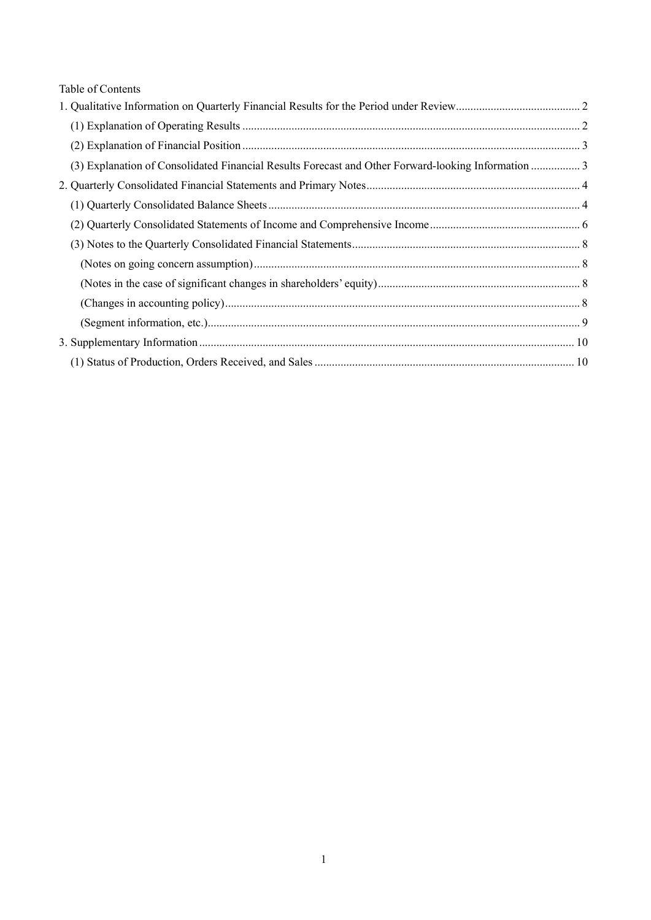Table of Contents

1. Qualitative Information on Quarterly Financial Results for the Period under Review ........................................... 2
   - (1) Explanation of Operating Results ........................................................................................................... 2
   - (2) Explanation of Financial Position ........................................................................................................... 3
   - (3) Explanation of Consolidated Financial Results Forecast and Other Forward-looking Information ................. 3
2. Quarterly Consolidated Financial Statements and Primary Notes .......................................................................... 4
   - (1) Quarterly Consolidated Balance Sheets ........................................................................................................... 4
   - (2) Quarterly Consolidated Statements of Income and Comprehensive Income .................................................... 6
   - (3) Notes to the Quarterly Consolidated Financial Statements .............................................................................. 8
     - (Notes on going concern assumption) ................................................................................................................ 8
     - (Notes in the case of significant changes in shareholders' equity) ...................................................................... 8
     - (Changes in accounting policy) .......................................................................................................................... 8
     - (Segment information, etc.) ................................................................................................................................ 9
3. Supplementary Information ................................................................................................................................. 10
   - (1) Status of Production, Orders Received, and Sales .......................................................................................... 10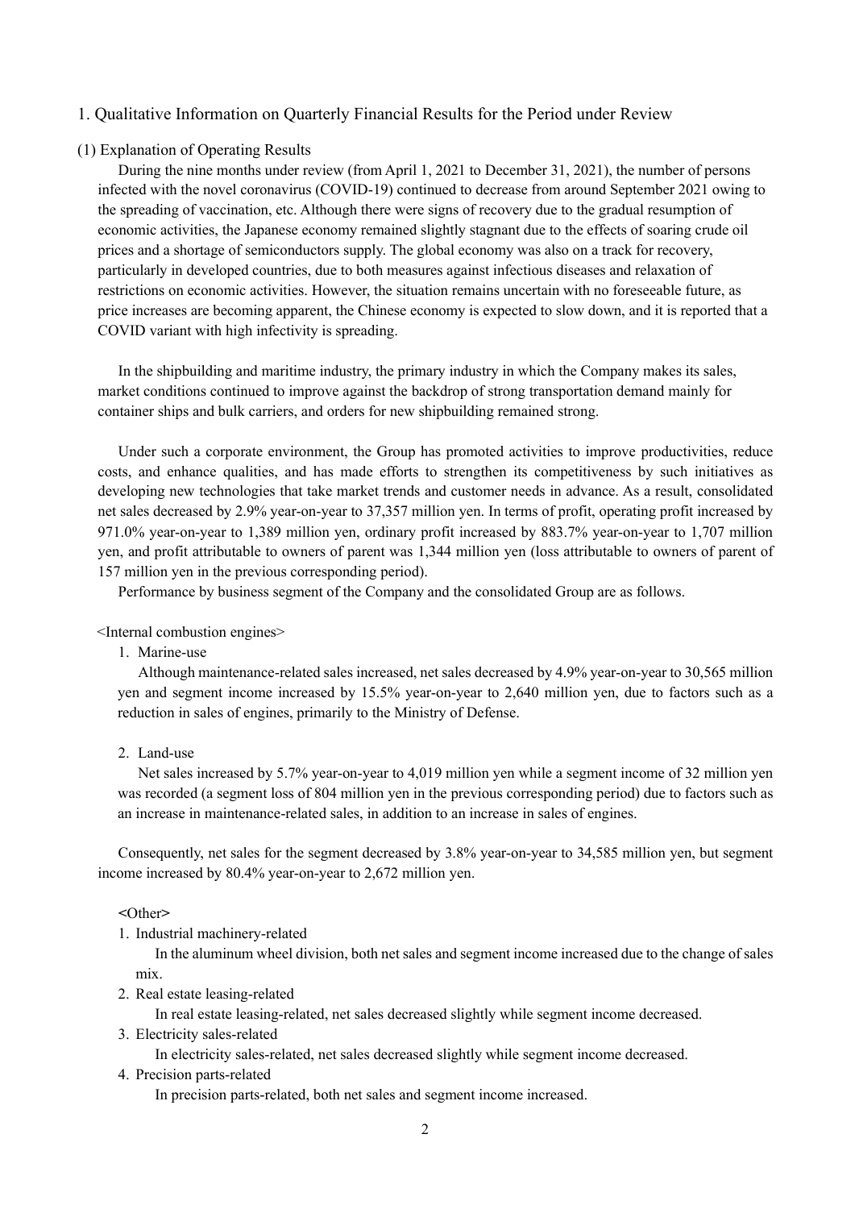## 1. Qualitative Information on Quarterly Financial Results for the Period under Review

### (1) Explanation of Operating Results

During the nine months under review (from April 1, 2021 to December 31, 2021), the number of persons infected with the novel coronavirus (COVID-19) continued to decrease from around September 2021 owing to the spreading of vaccination, etc. Although there were signs of recovery due to the gradual resumption of economic activities, the Japanese economy remained slightly stagnant due to the effects of soaring crude oil prices and a shortage of semiconductors supply. The global economy was also on a track for recovery, particularly in developed countries, due to both measures against infectious diseases and relaxation of restrictions on economic activities. However, the situation remains uncertain with no foreseeable future, as price increases are becoming apparent, the Chinese economy is expected to slow down, and it is reported that a COVID variant with high infectivity is spreading.

In the shipbuilding and maritime industry, the primary industry in which the Company makes its sales, market conditions continued to improve against the backdrop of strong transportation demand mainly for container ships and bulk carriers, and orders for new shipbuilding remained strong.

Under such a corporate environment, the Group has promoted activities to improve productivities, reduce costs, and enhance qualities, and has made efforts to strengthen its competitiveness by such initiatives as developing new technologies that take market trends and customer needs in advance. As a result, consolidated net sales decreased by 2.9% year-on-year to 37,357 million yen. In terms of profit, operating profit increased by 971.0% year-on-year to 1,389 million yen, ordinary profit increased by 883.7% year-on-year to 1,707 million yen, and profit attributable to owners of parent was 1,344 million yen (loss attributable to owners of parent of 157 million yen in the previous corresponding period).

Performance by business segment of the Company and the consolidated Group are as follows.

<Internal combustion engines>

1. Marine-use

   Although maintenance-related sales increased, net sales decreased by 4.9% year-on-year to 30,565 million yen and segment income increased by 15.5% year-on-year to 2,640 million yen, due to factors such as a reduction in sales of engines, primarily to the Ministry of Defense.

2. Land-use

   Net sales increased by 5.7% year-on-year to 4,019 million yen while a segment income of 32 million yen was recorded (a segment loss of 804 million yen in the previous corresponding period) due to factors such as an increase in maintenance-related sales, in addition to an increase in sales of engines.

Consequently, net sales for the segment decreased by 3.8% year-on-year to 34,585 million yen, but segment income increased by 80.4% year-on-year to 2,672 million yen.

<Other>

1. Industrial machinery-related

   In the aluminum wheel division, both net sales and segment income increased due to the change of sales mix.

2. Real estate leasing-related

   In real estate leasing-related, net sales decreased slightly while segment income decreased.

3. Electricity sales-related

   In electricity sales-related, net sales decreased slightly while segment income decreased.

4. Precision parts-related

   In precision parts-related, both net sales and segment income increased.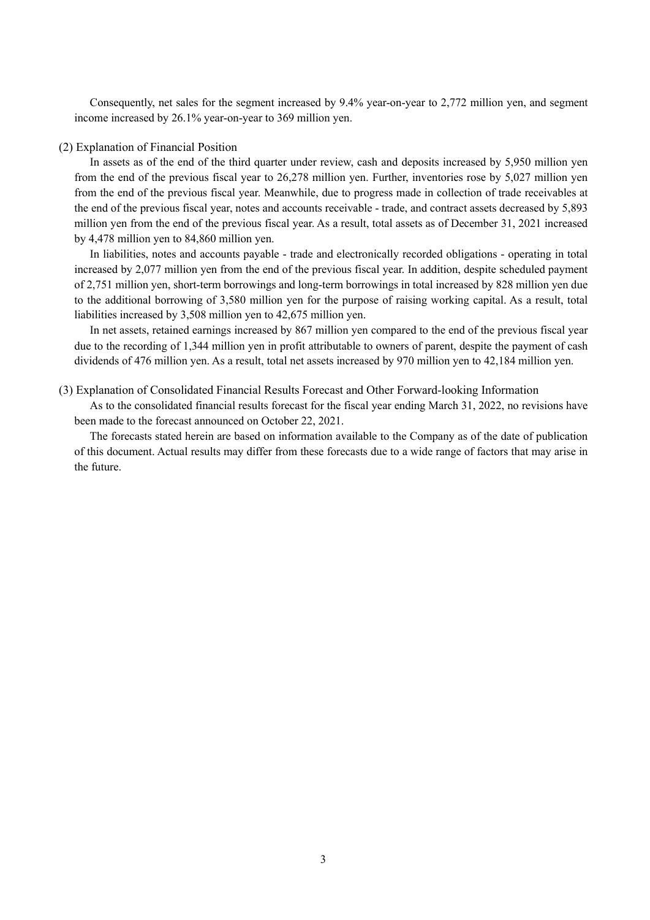Consequently, net sales for the segment increased by 9.4% year-on-year to 2,772 million yen, and segment income increased by 26.1% year-on-year to 369 million yen.

(2) Explanation of Financial Position

In assets as of the end of the third quarter under review, cash and deposits increased by 5,950 million yen from the end of the previous fiscal year to 26,278 million yen. Further, inventories rose by 5,027 million yen from the end of the previous fiscal year. Meanwhile, due to progress made in collection of trade receivables at the end of the previous fiscal year, notes and accounts receivable - trade, and contract assets decreased by 5,893 million yen from the end of the previous fiscal year. As a result, total assets as of December 31, 2021 increased by 4,478 million yen to 84,860 million yen.

In liabilities, notes and accounts payable - trade and electronically recorded obligations - operating in total increased by 2,077 million yen from the end of the previous fiscal year. In addition, despite scheduled payment of 2,751 million yen, short-term borrowings and long-term borrowings in total increased by 828 million yen due to the additional borrowing of 3,580 million yen for the purpose of raising working capital. As a result, total liabilities increased by 3,508 million yen to 42,675 million yen.

In net assets, retained earnings increased by 867 million yen compared to the end of the previous fiscal year due to the recording of 1,344 million yen in profit attributable to owners of parent, despite the payment of cash dividends of 476 million yen. As a result, total net assets increased by 970 million yen to 42,184 million yen.

(3) Explanation of Consolidated Financial Results Forecast and Other Forward-looking Information

As to the consolidated financial results forecast for the fiscal year ending March 31, 2022, no revisions have been made to the forecast announced on October 22, 2021.

The forecasts stated herein are based on information available to the Company as of the date of publication of this document. Actual results may differ from these forecasts due to a wide range of factors that may arise in the future.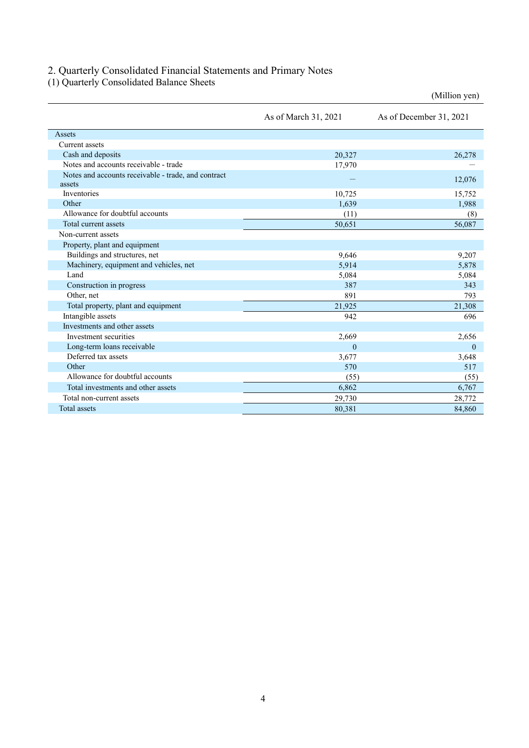## 2. Quarterly Consolidated Financial Statements and Primary Notes

### (1) Quarterly Consolidated Balance Sheets

(Million yen)

| | As of March 31, 2021 | As of December 31, 2021 |
|---|---|---|
| Assets | | |
| Current assets | | |
| Cash and deposits | 20,327 | 26,278 |
| Notes and accounts receivable - trade | 17,970 | — |
| Notes and accounts receivable - trade, and contract assets | — | 12,076 |
| Inventories | 10,725 | 15,752 |
| Other | 1,639 | 1,988 |
| Allowance for doubtful accounts | (11) | (8) |
| Total current assets | 50,651 | 56,087 |
| Non-current assets | | |
| Property, plant and equipment | | |
| Buildings and structures, net | 9,646 | 9,207 |
| Machinery, equipment and vehicles, net | 5,914 | 5,878 |
| Land | 5,084 | 5,084 |
| Construction in progress | 387 | 343 |
| Other, net | 891 | 793 |
| Total property, plant and equipment | 21,925 | 21,308 |
| Intangible assets | 942 | 696 |
| Investments and other assets | | |
| Investment securities | 2,669 | 2,656 |
| Long-term loans receivable | 0 | 0 |
| Deferred tax assets | 3,677 | 3,648 |
| Other | 570 | 517 |
| Allowance for doubtful accounts | (55) | (55) |
| Total investments and other assets | 6,862 | 6,767 |
| Total non-current assets | 29,730 | 28,772 |
| Total assets | 80,381 | 84,860 |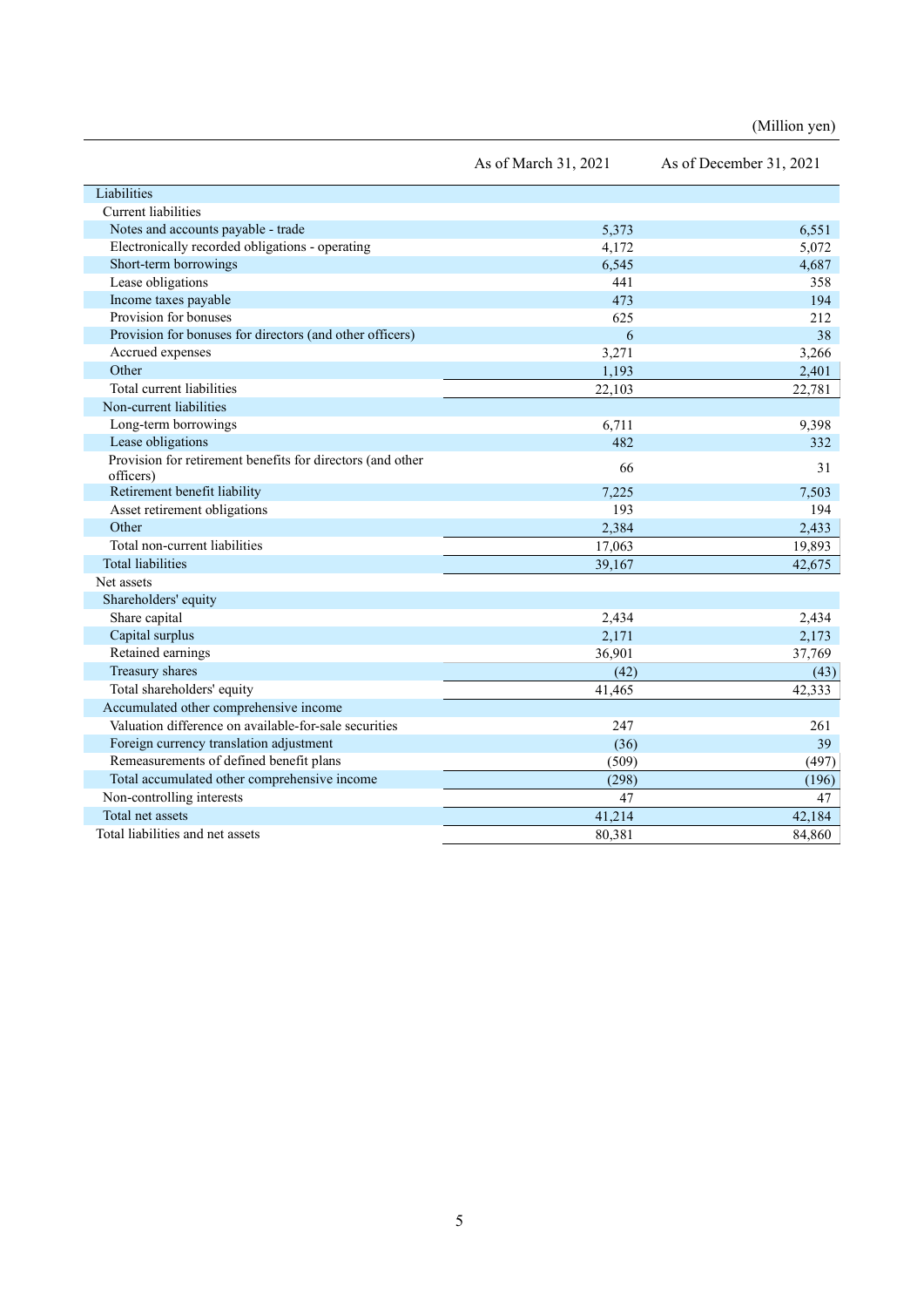(Million yen)

| | As of March 31, 2021 | As of December 31, 2021 |
|---|---|---|
| Liabilities | | |
| Current liabilities | | |
| Notes and accounts payable - trade | 5,373 | 6,551 |
| Electronically recorded obligations - operating | 4,172 | 5,072 |
| Short-term borrowings | 6,545 | 4,687 |
| Lease obligations | 441 | 358 |
| Income taxes payable | 473 | 194 |
| Provision for bonuses | 625 | 212 |
| Provision for bonuses for directors (and other officers) | 6 | 38 |
| Accrued expenses | 3,271 | 3,266 |
| Other | 1,193 | 2,401 |
| Total current liabilities | 22,103 | 22,781 |
| Non-current liabilities | | |
| Long-term borrowings | 6,711 | 9,398 |
| Lease obligations | 482 | 332 |
| Provision for retirement benefits for directors (and other officers) | 66 | 31 |
| Retirement benefit liability | 7,225 | 7,503 |
| Asset retirement obligations | 193 | 194 |
| Other | 2,384 | 2,433 |
| Total non-current liabilities | 17,063 | 19,893 |
| Total liabilities | 39,167 | 42,675 |
| Net assets | | |
| Shareholders' equity | | |
| Share capital | 2,434 | 2,434 |
| Capital surplus | 2,171 | 2,173 |
| Retained earnings | 36,901 | 37,769 |
| Treasury shares | (42) | (43) |
| Total shareholders' equity | 41,465 | 42,333 |
| Accumulated other comprehensive income | | |
| Valuation difference on available-for-sale securities | 247 | 261 |
| Foreign currency translation adjustment | (36) | 39 |
| Remeasurements of defined benefit plans | (509) | (497) |
| Total accumulated other comprehensive income | (298) | (196) |
| Non-controlling interests | 47 | 47 |
| Total net assets | 41,214 | 42,184 |
| Total liabilities and net assets | 80,381 | 84,860 |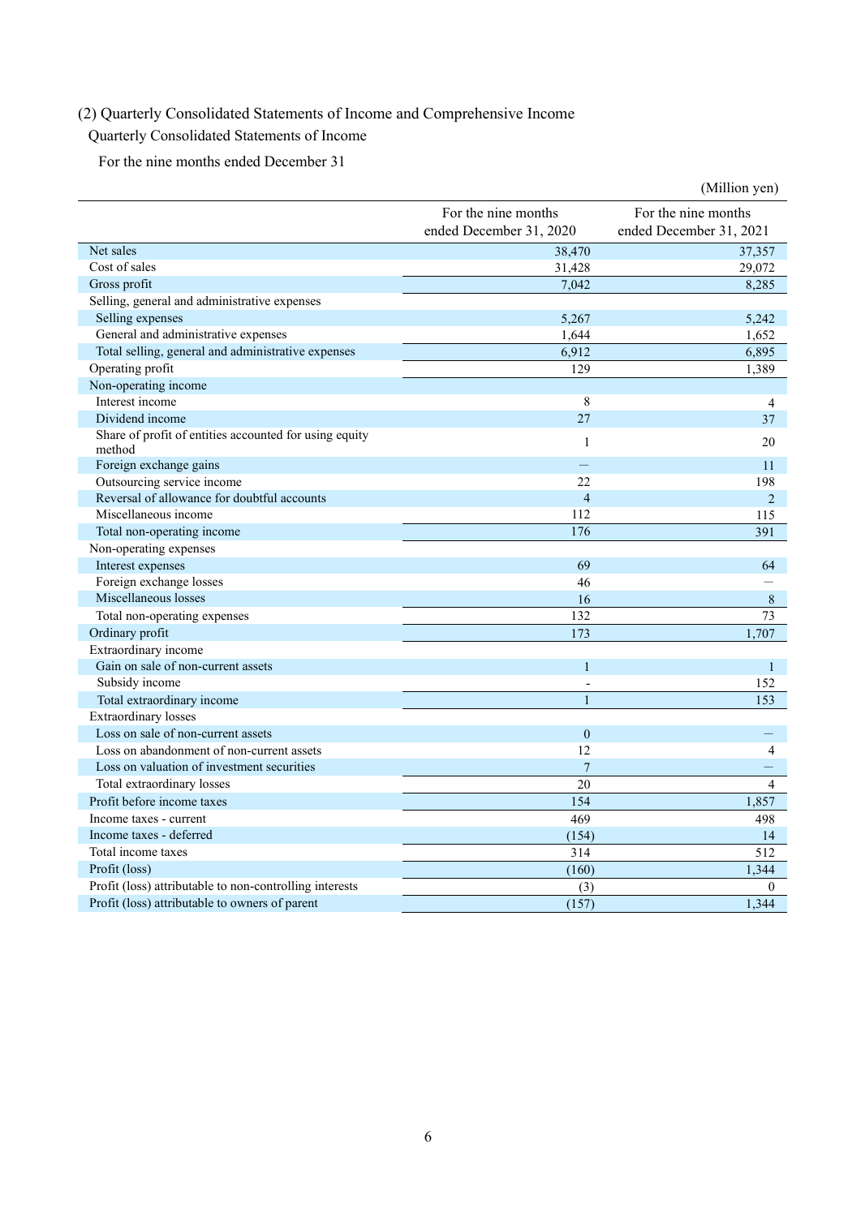(2) Quarterly Consolidated Statements of Income and Comprehensive Income

Quarterly Consolidated Statements of Income

For the nine months ended December 31

(Million yen)

| | For the nine months ended December 31, 2020 | For the nine months ended December 31, 2021 |
|---|---|---|
| Net sales | 38,470 | 37,357 |
| Cost of sales | 31,428 | 29,072 |
| Gross profit | 7,042 | 8,285 |
| Selling, general and administrative expenses | | |
| Selling expenses | 5,267 | 5,242 |
| General and administrative expenses | 1,644 | 1,652 |
| Total selling, general and administrative expenses | 6,912 | 6,895 |
| Operating profit | 129 | 1,389 |
| Non-operating income | | |
| Interest income | 8 | 4 |
| Dividend income | 27 | 37 |
| Share of profit of entities accounted for using equity method | 1 | 20 |
| Foreign exchange gains | — | 11 |
| Outsourcing service income | 22 | 198 |
| Reversal of allowance for doubtful accounts | 4 | 2 |
| Miscellaneous income | 112 | 115 |
| Total non-operating income | 176 | 391 |
| Non-operating expenses | | |
| Interest expenses | 69 | 64 |
| Foreign exchange losses | 46 | — |
| Miscellaneous losses | 16 | 8 |
| Total non-operating expenses | 132 | 73 |
| Ordinary profit | 173 | 1,707 |
| Extraordinary income | | |
| Gain on sale of non-current assets | 1 | 1 |
| Subsidy income | - | 152 |
| Total extraordinary income | 1 | 153 |
| Extraordinary losses | | |
| Loss on sale of non-current assets | 0 | — |
| Loss on abandonment of non-current assets | 12 | 4 |
| Loss on valuation of investment securities | 7 | — |
| Total extraordinary losses | 20 | 4 |
| Profit before income taxes | 154 | 1,857 |
| Income taxes - current | 469 | 498 |
| Income taxes - deferred | (154) | 14 |
| Total income taxes | 314 | 512 |
| Profit (loss) | (160) | 1,344 |
| Profit (loss) attributable to non-controlling interests | (3) | 0 |
| Profit (loss) attributable to owners of parent | (157) | 1,344 |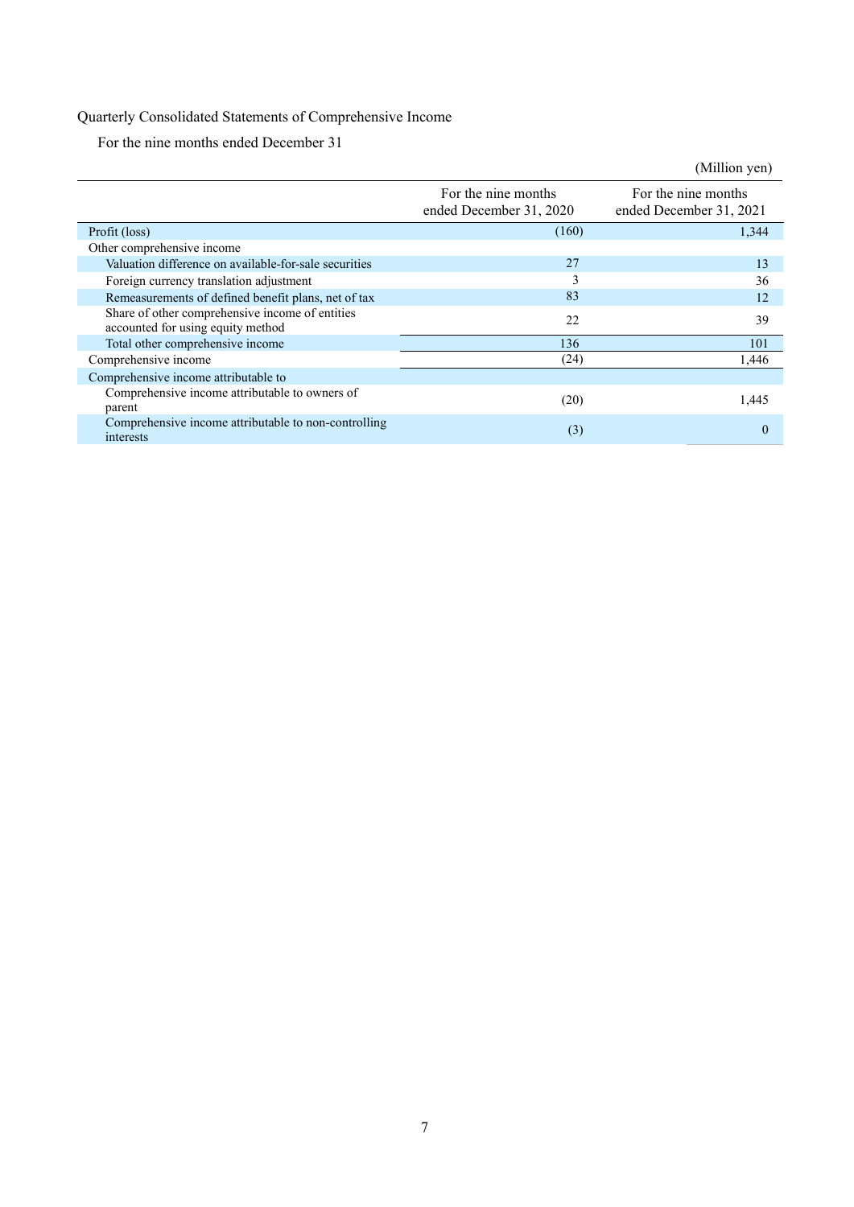Quarterly Consolidated Statements of Comprehensive Income

For the nine months ended December 31

(Million yen)

| | For the nine months ended December 31, 2020 | For the nine months ended December 31, 2021 |
|---|---|---|
| Profit (loss) | (160) | 1,344 |
| Other comprehensive income | | |
| Valuation difference on available-for-sale securities | 27 | 13 |
| Foreign currency translation adjustment | 3 | 36 |
| Remeasurements of defined benefit plans, net of tax | 83 | 12 |
| Share of other comprehensive income of entities accounted for using equity method | 22 | 39 |
| Total other comprehensive income | 136 | 101 |
| Comprehensive income | (24) | 1,446 |
| Comprehensive income attributable to | | |
| Comprehensive income attributable to owners of parent | (20) | 1,445 |
| Comprehensive income attributable to non-controlling interests | (3) | 0 |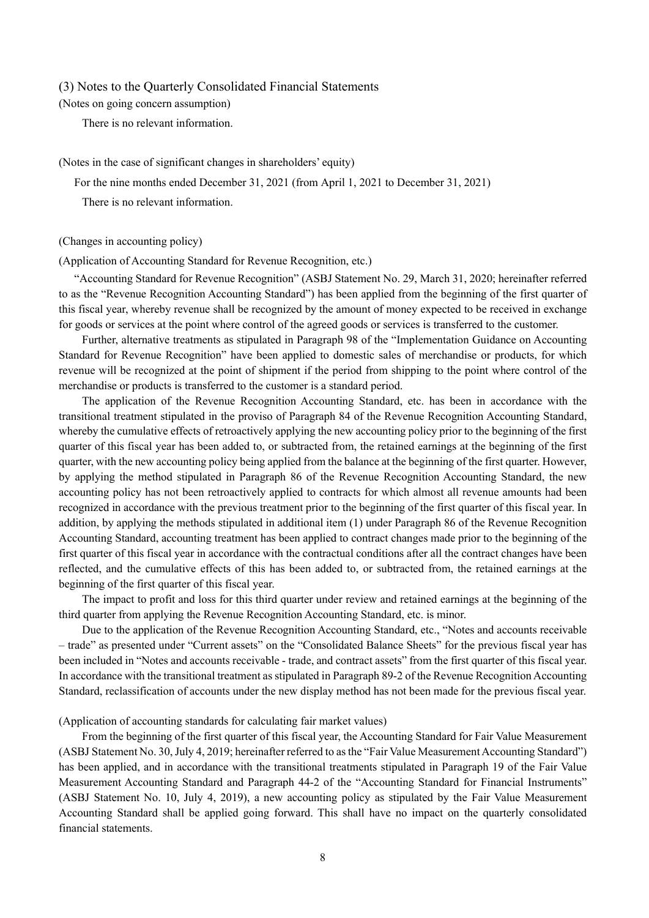## (3) Notes to the Quarterly Consolidated Financial Statements

(Notes on going concern assumption)

There is no relevant information.

(Notes in the case of significant changes in shareholders' equity)

For the nine months ended December 31, 2021 (from April 1, 2021 to December 31, 2021)

There is no relevant information.

(Changes in accounting policy)

(Application of Accounting Standard for Revenue Recognition, etc.)

"Accounting Standard for Revenue Recognition" (ASBJ Statement No. 29, March 31, 2020; hereinafter referred to as the "Revenue Recognition Accounting Standard") has been applied from the beginning of the first quarter of this fiscal year, whereby revenue shall be recognized by the amount of money expected to be received in exchange for goods or services at the point where control of the agreed goods or services is transferred to the customer.

Further, alternative treatments as stipulated in Paragraph 98 of the "Implementation Guidance on Accounting Standard for Revenue Recognition" have been applied to domestic sales of merchandise or products, for which revenue will be recognized at the point of shipment if the period from shipping to the point where control of the merchandise or products is transferred to the customer is a standard period.

The application of the Revenue Recognition Accounting Standard, etc. has been in accordance with the transitional treatment stipulated in the proviso of Paragraph 84 of the Revenue Recognition Accounting Standard, whereby the cumulative effects of retroactively applying the new accounting policy prior to the beginning of the first quarter of this fiscal year has been added to, or subtracted from, the retained earnings at the beginning of the first quarter, with the new accounting policy being applied from the balance at the beginning of the first quarter. However, by applying the method stipulated in Paragraph 86 of the Revenue Recognition Accounting Standard, the new accounting policy has not been retroactively applied to contracts for which almost all revenue amounts had been recognized in accordance with the previous treatment prior to the beginning of the first quarter of this fiscal year. In addition, by applying the methods stipulated in additional item (1) under Paragraph 86 of the Revenue Recognition Accounting Standard, accounting treatment has been applied to contract changes made prior to the beginning of the first quarter of this fiscal year in accordance with the contractual conditions after all the contract changes have been reflected, and the cumulative effects of this has been added to, or subtracted from, the retained earnings at the beginning of the first quarter of this fiscal year.

The impact to profit and loss for this third quarter under review and retained earnings at the beginning of the third quarter from applying the Revenue Recognition Accounting Standard, etc. is minor.

Due to the application of the Revenue Recognition Accounting Standard, etc., "Notes and accounts receivable – trade" as presented under "Current assets" on the "Consolidated Balance Sheets" for the previous fiscal year has been included in "Notes and accounts receivable - trade, and contract assets" from the first quarter of this fiscal year. In accordance with the transitional treatment as stipulated in Paragraph 89-2 of the Revenue Recognition Accounting Standard, reclassification of accounts under the new display method has not been made for the previous fiscal year.

(Application of accounting standards for calculating fair market values)

From the beginning of the first quarter of this fiscal year, the Accounting Standard for Fair Value Measurement (ASBJ Statement No. 30, July 4, 2019; hereinafter referred to as the "Fair Value Measurement Accounting Standard") has been applied, and in accordance with the transitional treatments stipulated in Paragraph 19 of the Fair Value Measurement Accounting Standard and Paragraph 44-2 of the "Accounting Standard for Financial Instruments" (ASBJ Statement No. 10, July 4, 2019), a new accounting policy as stipulated by the Fair Value Measurement Accounting Standard shall be applied going forward. This shall have no impact on the quarterly consolidated financial statements.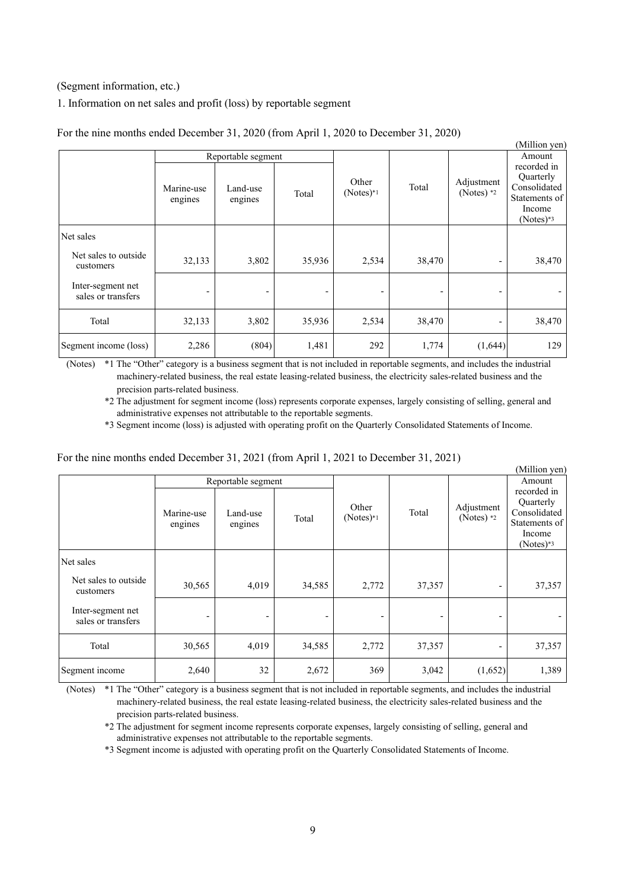(Segment information, etc.)

1. Information on net sales and profit (loss) by reportable segment

For the nine months ended December 31, 2020 (from April 1, 2020 to December 31, 2020)

(Million yen)

| | Reportable segment | | | Other (Notes)*1 | Total | Adjustment (Notes) *2 | Amount recorded in Quarterly Consolidated Statements of Income (Notes)*3 |
|---|---|---|---|---|---|---|---|
| | Marine-use engines | Land-use engines | Total | | | | |
| Net sales | | | | | | | |
| Net sales to outside customers | 32,133 | 3,802 | 35,936 | 2,534 | 38,470 | - | 38,470 |
| Inter-segment net sales or transfers | - | - | - | - | - | - | - |
| Total | 32,133 | 3,802 | 35,936 | 2,534 | 38,470 | - | 38,470 |
| Segment income (loss) | 2,286 | (804) | 1,481 | 292 | 1,774 | (1,644) | 129 |

(Notes) *1 The "Other" category is a business segment that is not included in reportable segments, and includes the industrial machinery-related business, the real estate leasing-related business, the electricity sales-related business and the precision parts-related business.

*2 The adjustment for segment income (loss) represents corporate expenses, largely consisting of selling, general and administrative expenses not attributable to the reportable segments.

*3 Segment income (loss) is adjusted with operating profit on the Quarterly Consolidated Statements of Income.

For the nine months ended December 31, 2021 (from April 1, 2021 to December 31, 2021)

(Million yen)

| | Reportable segment | | | Other (Notes)*1 | Total | Adjustment (Notes) *2 | Amount recorded in Quarterly Consolidated Statements of Income (Notes)*3 |
|---|---|---|---|---|---|---|---|
| | Marine-use engines | Land-use engines | Total | | | | |
| Net sales | | | | | | | |
| Net sales to outside customers | 30,565 | 4,019 | 34,585 | 2,772 | 37,357 | - | 37,357 |
| Inter-segment net sales or transfers | - | - | - | - | - | - | - |
| Total | 30,565 | 4,019 | 34,585 | 2,772 | 37,357 | - | 37,357 |
| Segment income | 2,640 | 32 | 2,672 | 369 | 3,042 | (1,652) | 1,389 |

(Notes) *1 The "Other" category is a business segment that is not included in reportable segments, and includes the industrial machinery-related business, the real estate leasing-related business, the electricity sales-related business and the precision parts-related business.

*2 The adjustment for segment income represents corporate expenses, largely consisting of selling, general and administrative expenses not attributable to the reportable segments.

*3 Segment income is adjusted with operating profit on the Quarterly Consolidated Statements of Income.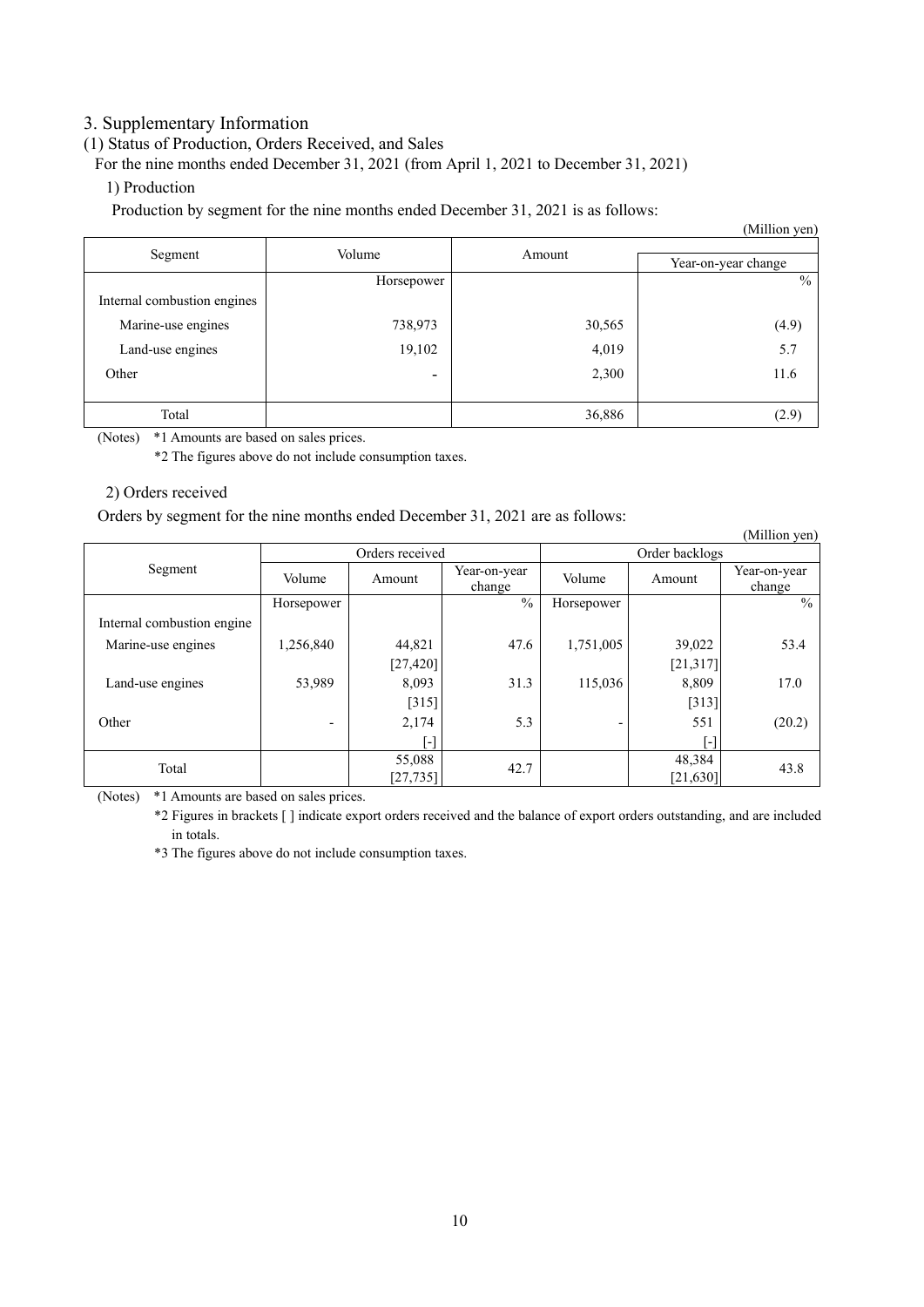## 3. Supplementary Information

### (1) Status of Production, Orders Received, and Sales

For the nine months ended December 31, 2021 (from April 1, 2021 to December 31, 2021)

#### 1) Production

Production by segment for the nine months ended December 31, 2021 is as follows:

(Million yen)

| Segment | Volume | Amount | Year-on-year change |
|---|---|---|---|
| | Horsepower | | % |
| Internal combustion engines | | | |
| Marine-use engines | 738,973 | 30,565 | (4.9) |
| Land-use engines | 19,102 | 4,019 | 5.7 |
| Other | - | 2,300 | 11.6 |
| Total | | 36,886 | (2.9) |

(Notes) *1 Amounts are based on sales prices.

*2 The figures above do not include consumption taxes.

#### 2) Orders received

Orders by segment for the nine months ended December 31, 2021 are as follows:

(Million yen)

| Segment | Orders received | | | Order backlogs | | |
|---|---|---|---|---|---|---|
| | Volume | Amount | Year-on-year change | Volume | Amount | Year-on-year change |
| | Horsepower | | % | Horsepower | | % |
| Internal combustion engine | | | | | | |
| Marine-use engines | 1,256,840 | 44,821 [27,420] | 47.6 | 1,751,005 | 39,022 [21,317] | 53.4 |
| Land-use engines | 53,989 | 8,093 [315] | 31.3 | 115,036 | 8,809 [313] | 17.0 |
| Other | - | 2,174 [-] | 5.3 | - | 551 [-] | (20.2) |
| Total | | 55,088 [27,735] | 42.7 | | 48,384 [21,630] | 43.8 |

(Notes) *1 Amounts are based on sales prices.

*2 Figures in brackets [ ] indicate export orders received and the balance of export orders outstanding, and are included in totals.

*3 The figures above do not include consumption taxes.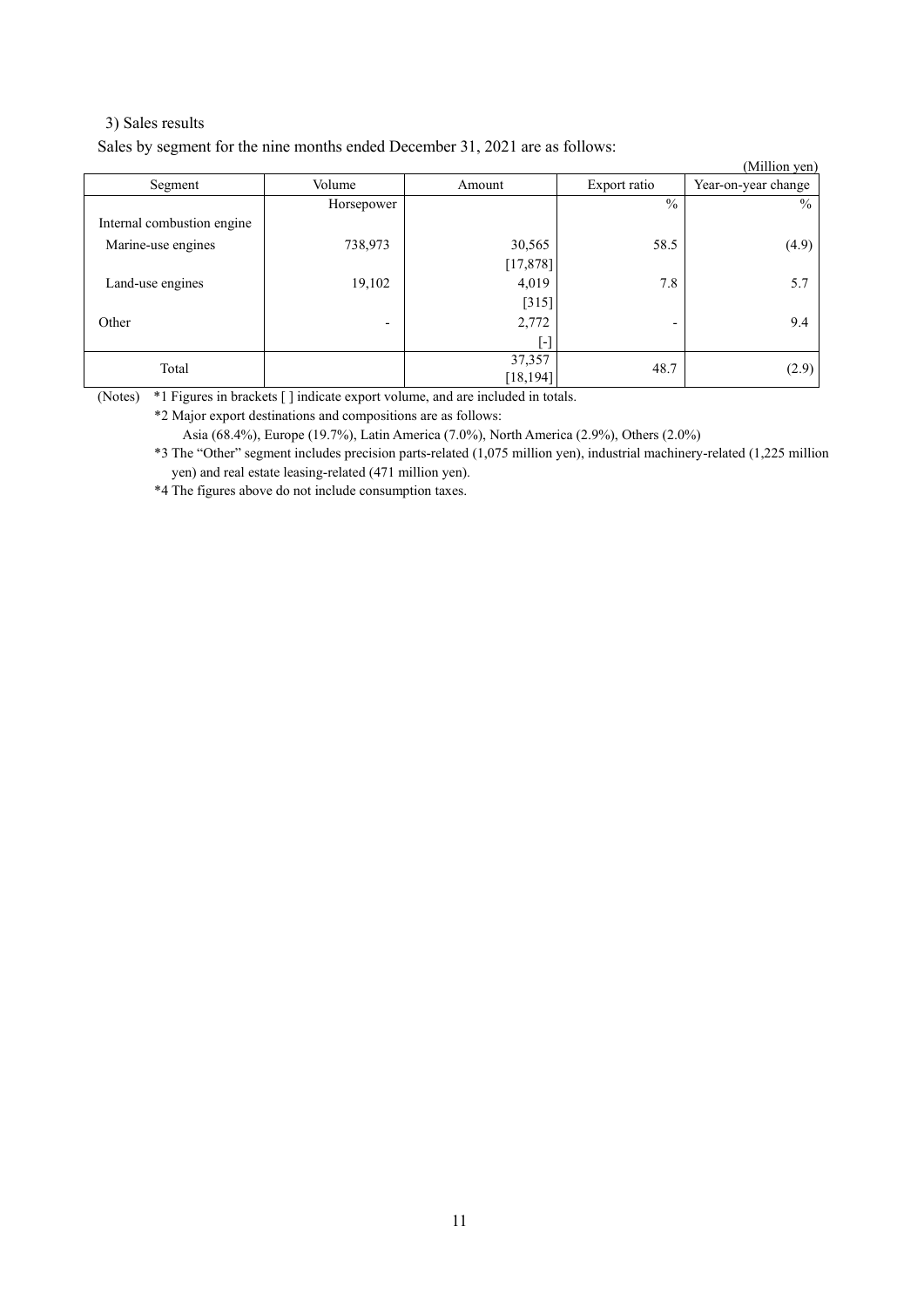3) Sales results

Sales by segment for the nine months ended December 31, 2021 are as follows:

(Million yen)

| Segment | Volume | Amount | Export ratio | Year-on-year change |
|---|---|---|---|---|
| | Horsepower | | % | % |
| Internal combustion engine | | | | |
| Marine-use engines | 738,973 | 30,565 [17,878] | 58.5 | (4.9) |
| Land-use engines | 19,102 | 4,019 [315] | 7.8 | 5.7 |
| Other | - | 2,772 [-] | - | 9.4 |
| Total | | 37,357 [18,194] | 48.7 | (2.9) |

(Notes) *1 Figures in brackets [ ] indicate export volume, and are included in totals.

*2 Major export destinations and compositions are as follows:

Asia (68.4%), Europe (19.7%), Latin America (7.0%), North America (2.9%), Others (2.0%)

*3 The "Other" segment includes precision parts-related (1,075 million yen), industrial machinery-related (1,225 million yen) and real estate leasing-related (471 million yen).

*4 The figures above do not include consumption taxes.